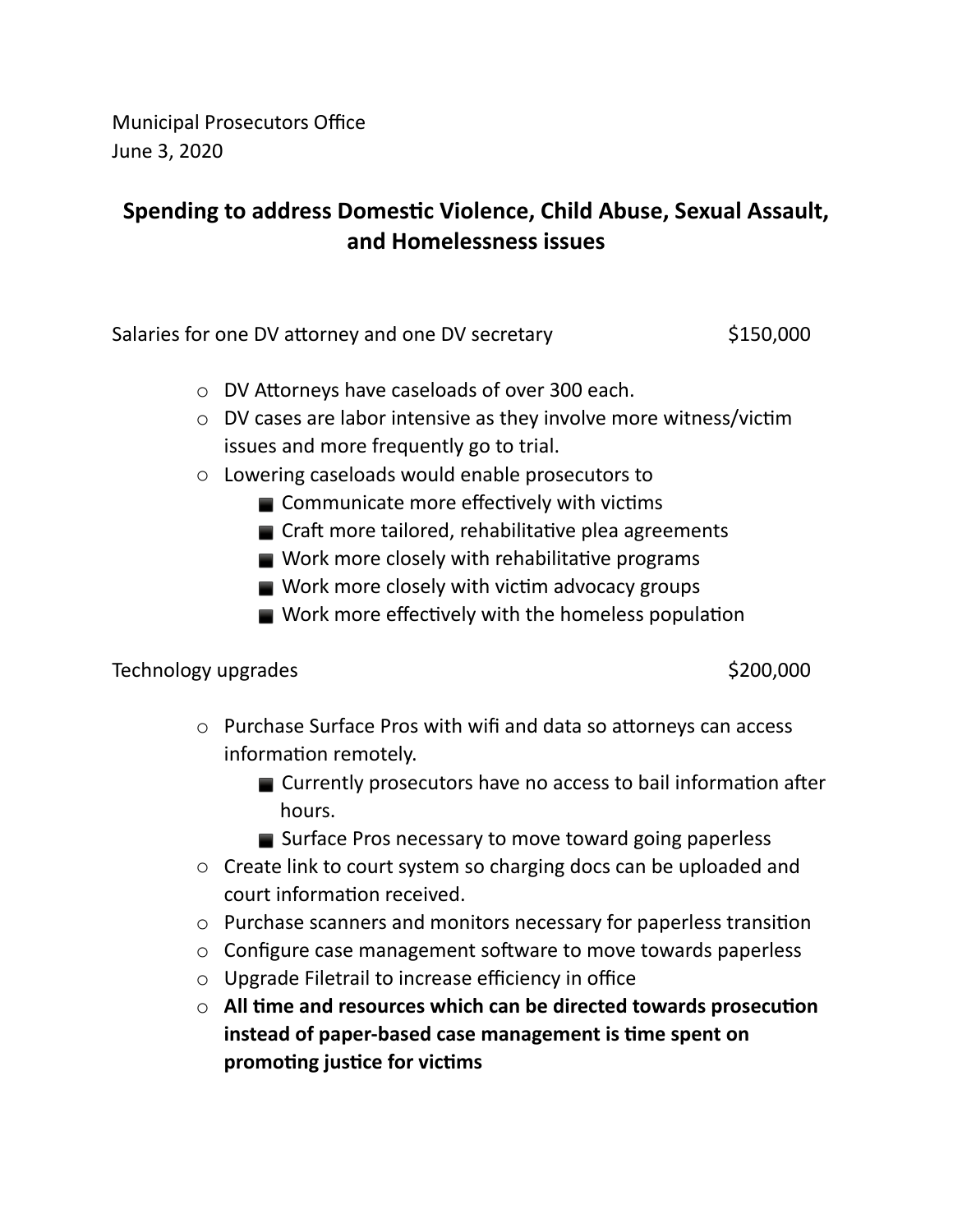Municipal Prosecutors Office
June 3, 2020

## Spending to address Domestic Violence, Child Abuse, Sexual Assault, and Homelessness issues

Salaries for one DV attorney and one DV secretary $150,000

- DV Attorneys have caseloads of over 300 each.
- DV cases are labor intensive as they involve more witness/victim issues and more frequently go to trial.
- Lowering caseloads would enable prosecutors to
  - Communicate more effectively with victims
  - Craft more tailored, rehabilitative plea agreements
  - Work more closely with rehabilitative programs
  - Work more closely with victim advocacy groups
  - Work more effectively with the homeless population

Technology upgrades $200,000

- Purchase Surface Pros with wifi and data so attorneys can access information remotely.
  - Currently prosecutors have no access to bail information after hours.
  - Surface Pros necessary to move toward going paperless
- Create link to court system so charging docs can be uploaded and court information received.
- Purchase scanners and monitors necessary for paperless transition
- Configure case management software to move towards paperless
- Upgrade Filetrail to increase efficiency in office
- **All time and resources which can be directed towards prosecution instead of paper-based case management is time spent on promoting justice for victims**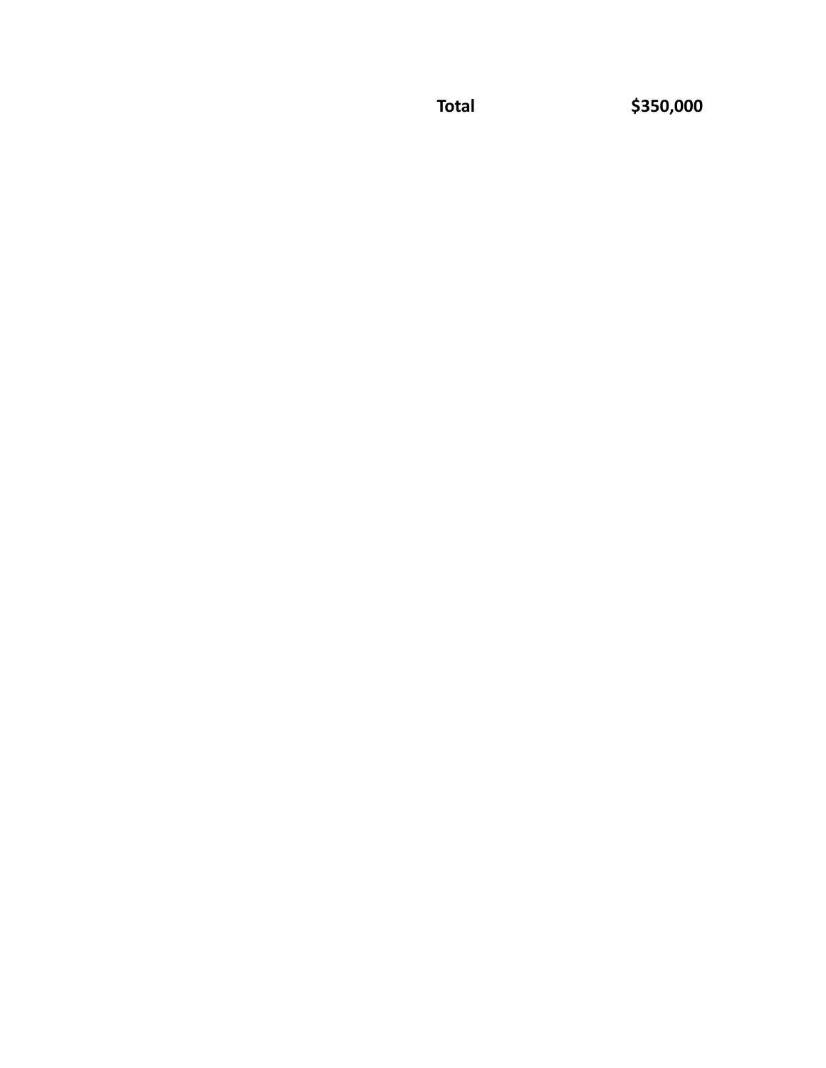| | |
|---|---|
| **Total** | **$350,000** |